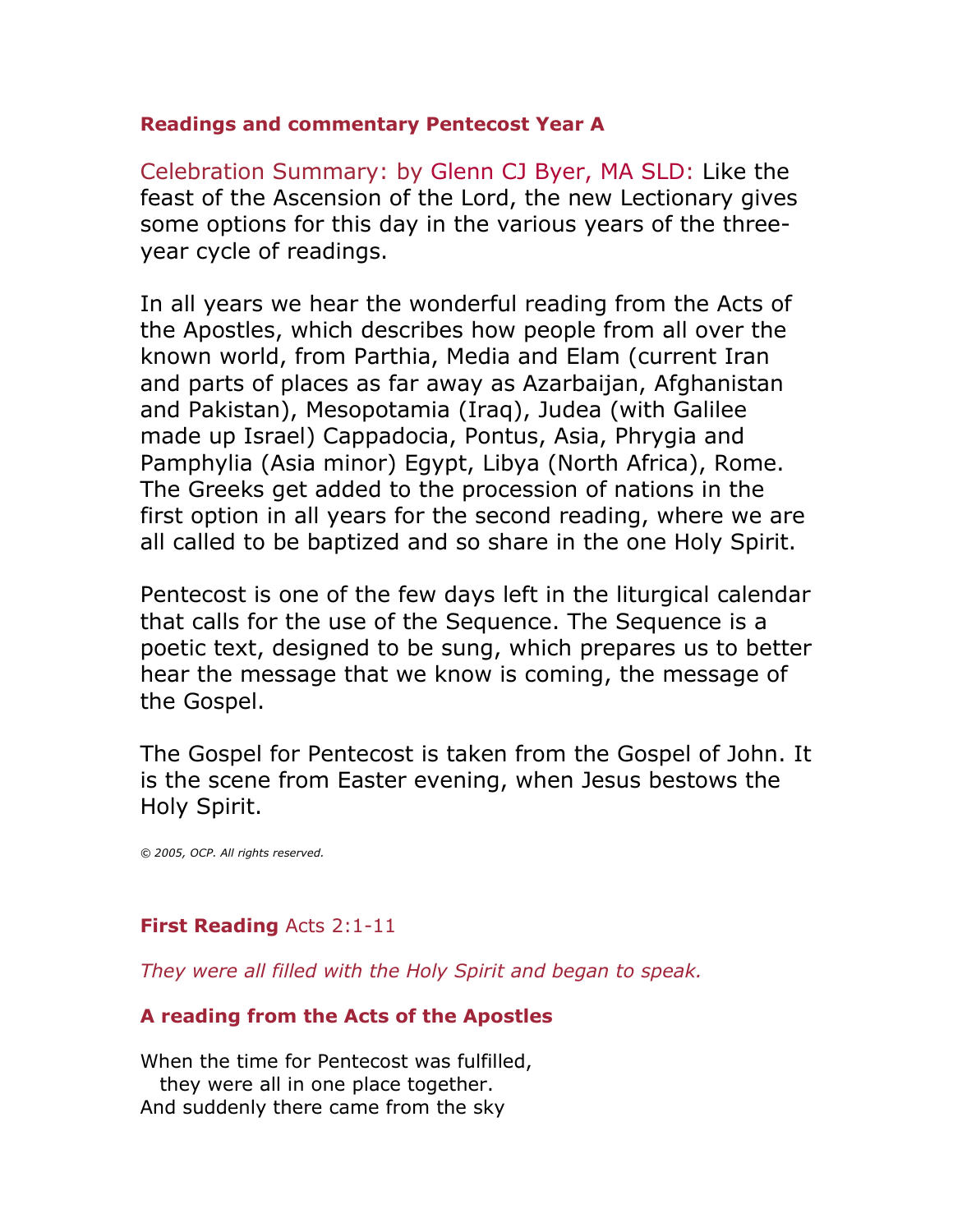## Readings and commentary Pentecost Year A

Celebration Summary: by Glenn CJ Byer, MA SLD: Like the feast of the Ascension of the Lord, the new Lectionary gives some options for this day in the various years of the three-year cycle of readings.

In all years we hear the wonderful reading from the Acts of the Apostles, which describes how people from all over the known world, from Parthia, Media and Elam (current Iran and parts of places as far away as Azarbaijan, Afghanistan and Pakistan), Mesopotamia (Iraq), Judea (with Galilee made up Israel) Cappadocia, Pontus, Asia, Phrygia and Pamphylia (Asia minor) Egypt, Libya (North Africa), Rome. The Greeks get added to the procession of nations in the first option in all years for the second reading, where we are all called to be baptized and so share in the one Holy Spirit.

Pentecost is one of the few days left in the liturgical calendar that calls for the use of the Sequence. The Sequence is a poetic text, designed to be sung, which prepares us to better hear the message that we know is coming, the message of the Gospel.

The Gospel for Pentecost is taken from the Gospel of John. It is the scene from Easter evening, when Jesus bestows the Holy Spirit.

*© 2005, OCP. All rights reserved.*

### First Reading Acts 2:1-11

*They were all filled with the Holy Spirit and began to speak.*

**A reading from the Acts of the Apostles**

When the time for Pentecost was fulfilled,
they were all in one place together.
And suddenly there came from the sky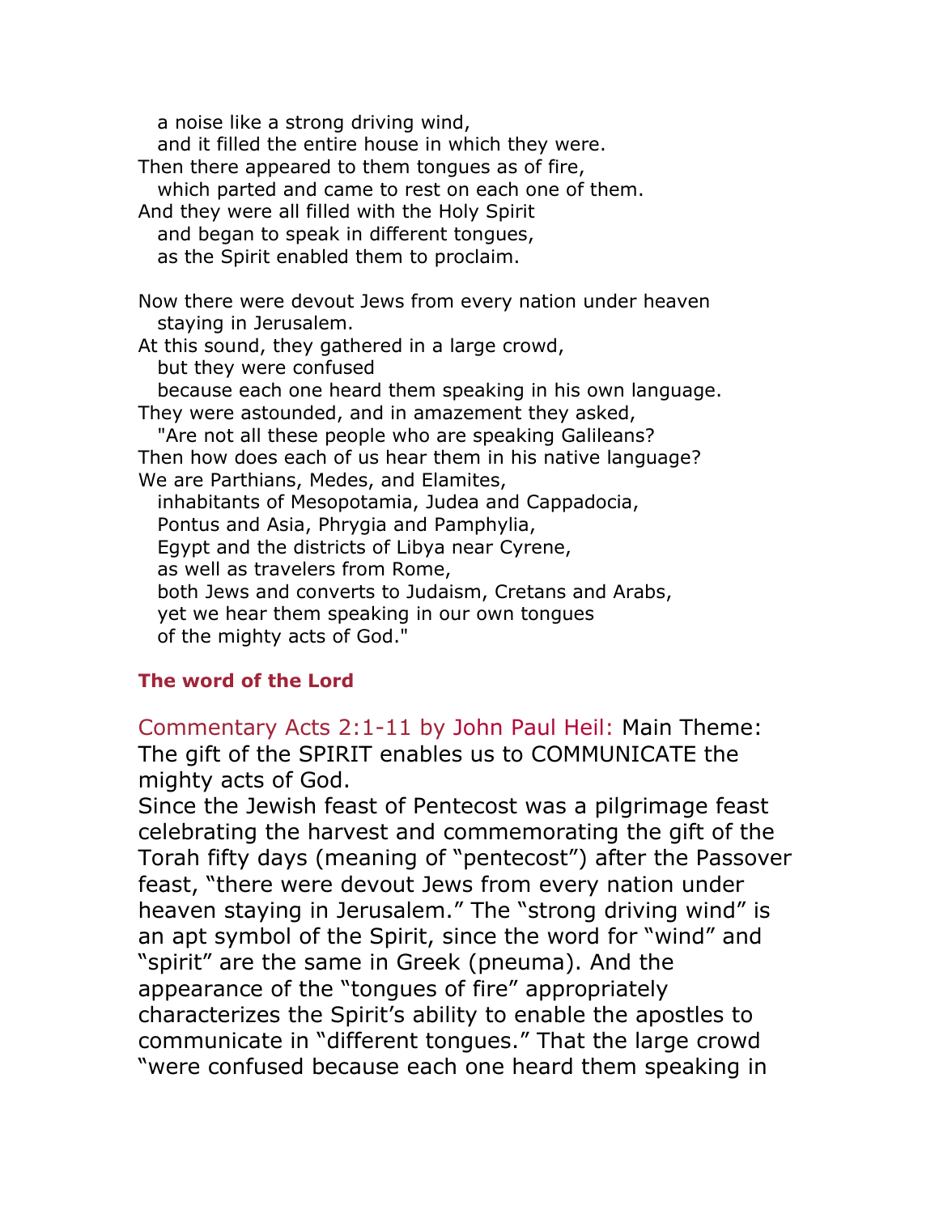a noise like a strong driving wind,
and it filled the entire house in which they were.
Then there appeared to them tongues as of fire,
which parted and came to rest on each one of them.
And they were all filled with the Holy Spirit
and began to speak in different tongues,
as the Spirit enabled them to proclaim.

Now there were devout Jews from every nation under heaven
staying in Jerusalem.
At this sound, they gathered in a large crowd,
but they were confused
because each one heard them speaking in his own language.
They were astounded, and in amazement they asked,
"Are not all these people who are speaking Galileans?
Then how does each of us hear them in his native language?
We are Parthians, Medes, and Elamites,
inhabitants of Mesopotamia, Judea and Cappadocia,
Pontus and Asia, Phrygia and Pamphylia,
Egypt and the districts of Libya near Cyrene,
as well as travelers from Rome,
both Jews and converts to Judaism, Cretans and Arabs,
yet we hear them speaking in our own tongues
of the mighty acts of God."

**The word of the Lord**

Commentary Acts 2:1-11 by John Paul Heil: Main Theme: The gift of the SPIRIT enables us to COMMUNICATE the mighty acts of God.

Since the Jewish feast of Pentecost was a pilgrimage feast celebrating the harvest and commemorating the gift of the Torah fifty days (meaning of "pentecost") after the Passover feast, "there were devout Jews from every nation under heaven staying in Jerusalem." The "strong driving wind" is an apt symbol of the Spirit, since the word for "wind" and "spirit" are the same in Greek (pneuma). And the appearance of the "tongues of fire" appropriately characterizes the Spirit's ability to enable the apostles to communicate in "different tongues." That the large crowd "were confused because each one heard them speaking in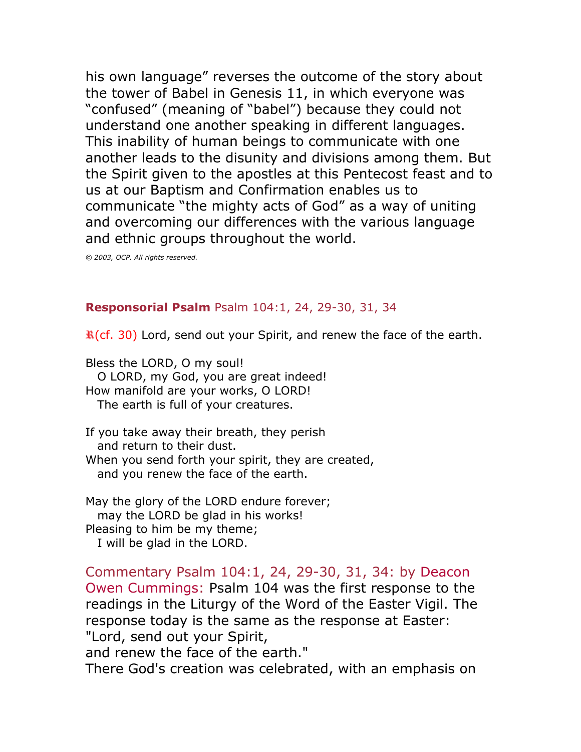his own language" reverses the outcome of the story about the tower of Babel in Genesis 11, in which everyone was "confused" (meaning of "babel") because they could not understand one another speaking in different languages. This inability of human beings to communicate with one another leads to the disunity and divisions among them. But the Spirit given to the apostles at this Pentecost feast and to us at our Baptism and Confirmation enables us to communicate "the mighty acts of God" as a way of uniting and overcoming our differences with the various language and ethnic groups throughout the world.

*© 2003, OCP. All rights reserved.*

**Responsorial Psalm** Psalm 104:1, 24, 29-30, 31, 34

℟(cf. 30) Lord, send out your Spirit, and renew the face of the earth.

Bless the LORD, O my soul!
  O LORD, my God, you are great indeed!
How manifold are your works, O LORD!
  The earth is full of your creatures.

If you take away their breath, they perish
  and return to their dust.
When you send forth your spirit, they are created,
  and you renew the face of the earth.

May the glory of the LORD endure forever;
  may the LORD be glad in his works!
Pleasing to him be my theme;
  I will be glad in the LORD.

Commentary Psalm 104:1, 24, 29-30, 31, 34: by Deacon Owen Cummings: Psalm 104 was the first response to the readings in the Liturgy of the Word of the Easter Vigil. The response today is the same as the response at Easter:
"Lord, send out your Spirit,
and renew the face of the earth."
There God's creation was celebrated, with an emphasis on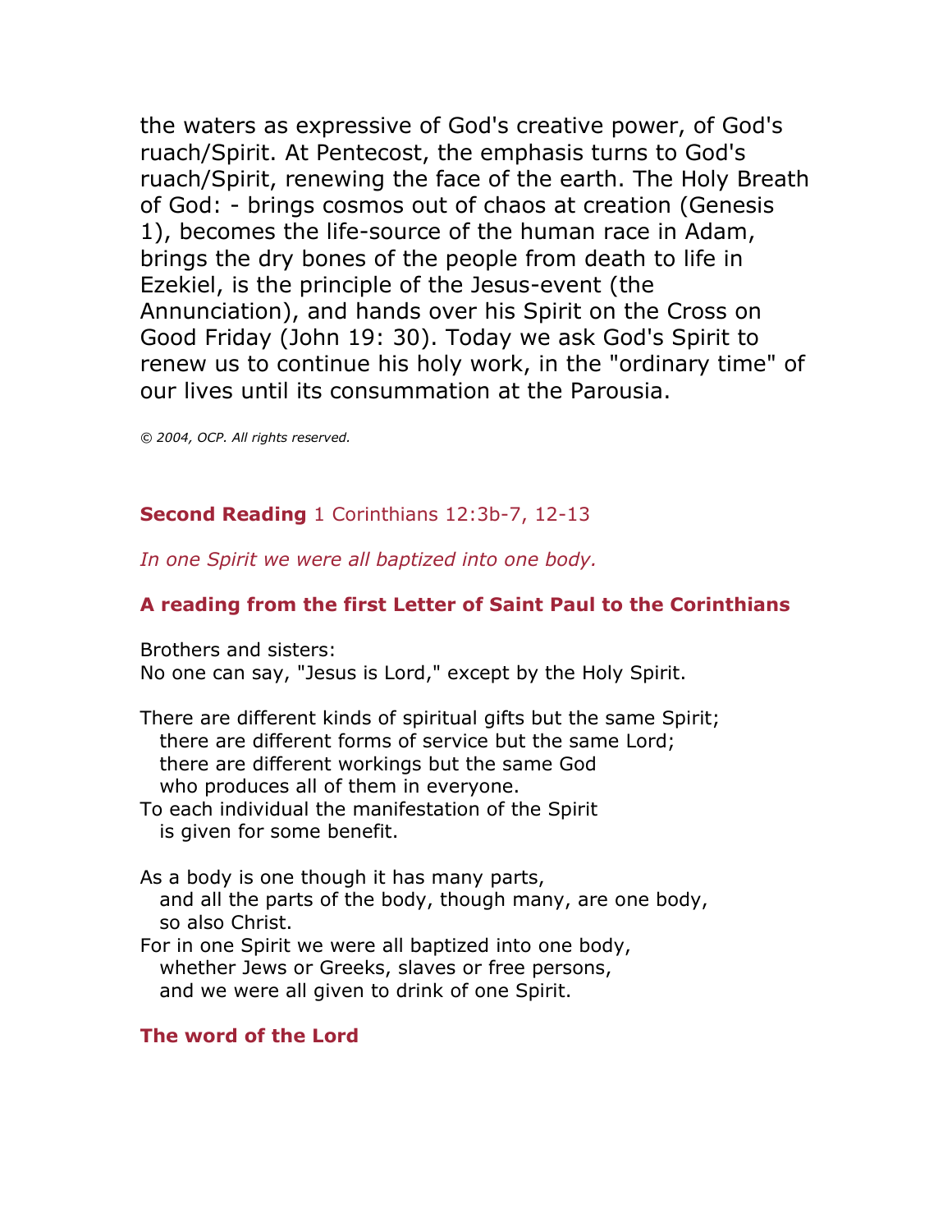the waters as expressive of God's creative power, of God's ruach/Spirit. At Pentecost, the emphasis turns to God's ruach/Spirit, renewing the face of the earth. The Holy Breath of God: - brings cosmos out of chaos at creation (Genesis 1), becomes the life-source of the human race in Adam, brings the dry bones of the people from death to life in Ezekiel, is the principle of the Jesus-event (the Annunciation), and hands over his Spirit on the Cross on Good Friday (John 19: 30). Today we ask God's Spirit to renew us to continue his holy work, in the "ordinary time" of our lives until its consummation at the Parousia.

*© 2004, OCP. All rights reserved.*

**Second Reading** 1 Corinthians 12:3b-7, 12-13

*In one Spirit we were all baptized into one body.*

### A reading from the first Letter of Saint Paul to the Corinthians

Brothers and sisters:
No one can say, "Jesus is Lord," except by the Holy Spirit.

There are different kinds of spiritual gifts but the same Spirit;
there are different forms of service but the same Lord;
there are different workings but the same God
who produces all of them in everyone.
To each individual the manifestation of the Spirit
is given for some benefit.

As a body is one though it has many parts,
and all the parts of the body, though many, are one body,
so also Christ.
For in one Spirit we were all baptized into one body,
whether Jews or Greeks, slaves or free persons,
and we were all given to drink of one Spirit.

**The word of the Lord**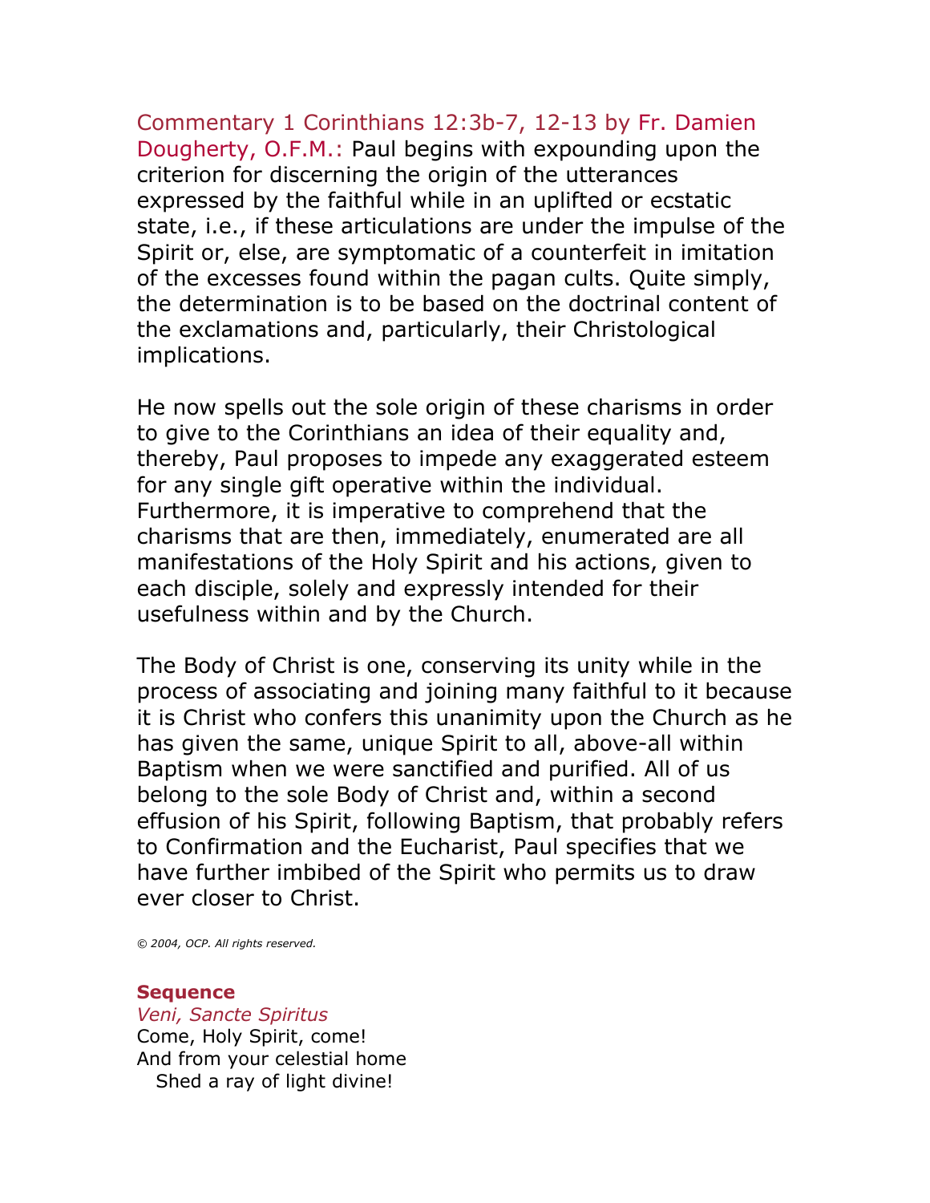Commentary 1 Corinthians 12:3b-7, 12-13 by Fr. Damien Dougherty, O.F.M.: Paul begins with expounding upon the criterion for discerning the origin of the utterances expressed by the faithful while in an uplifted or ecstatic state, i.e., if these articulations are under the impulse of the Spirit or, else, are symptomatic of a counterfeit in imitation of the excesses found within the pagan cults. Quite simply, the determination is to be based on the doctrinal content of the exclamations and, particularly, their Christological implications.

He now spells out the sole origin of these charisms in order to give to the Corinthians an idea of their equality and, thereby, Paul proposes to impede any exaggerated esteem for any single gift operative within the individual. Furthermore, it is imperative to comprehend that the charisms that are then, immediately, enumerated are all manifestations of the Holy Spirit and his actions, given to each disciple, solely and expressly intended for their usefulness within and by the Church.

The Body of Christ is one, conserving its unity while in the process of associating and joining many faithful to it because it is Christ who confers this unanimity upon the Church as he has given the same, unique Spirit to all, above-all within Baptism when we were sanctified and purified. All of us belong to the sole Body of Christ and, within a second effusion of his Spirit, following Baptism, that probably refers to Confirmation and the Eucharist, Paul specifies that we have further imbibed of the Spirit who permits us to draw ever closer to Christ.

*© 2004, OCP. All rights reserved.*

**Sequence**
*Veni, Sancte Spiritus*
Come, Holy Spirit, come!
And from your celestial home
  Shed a ray of light divine!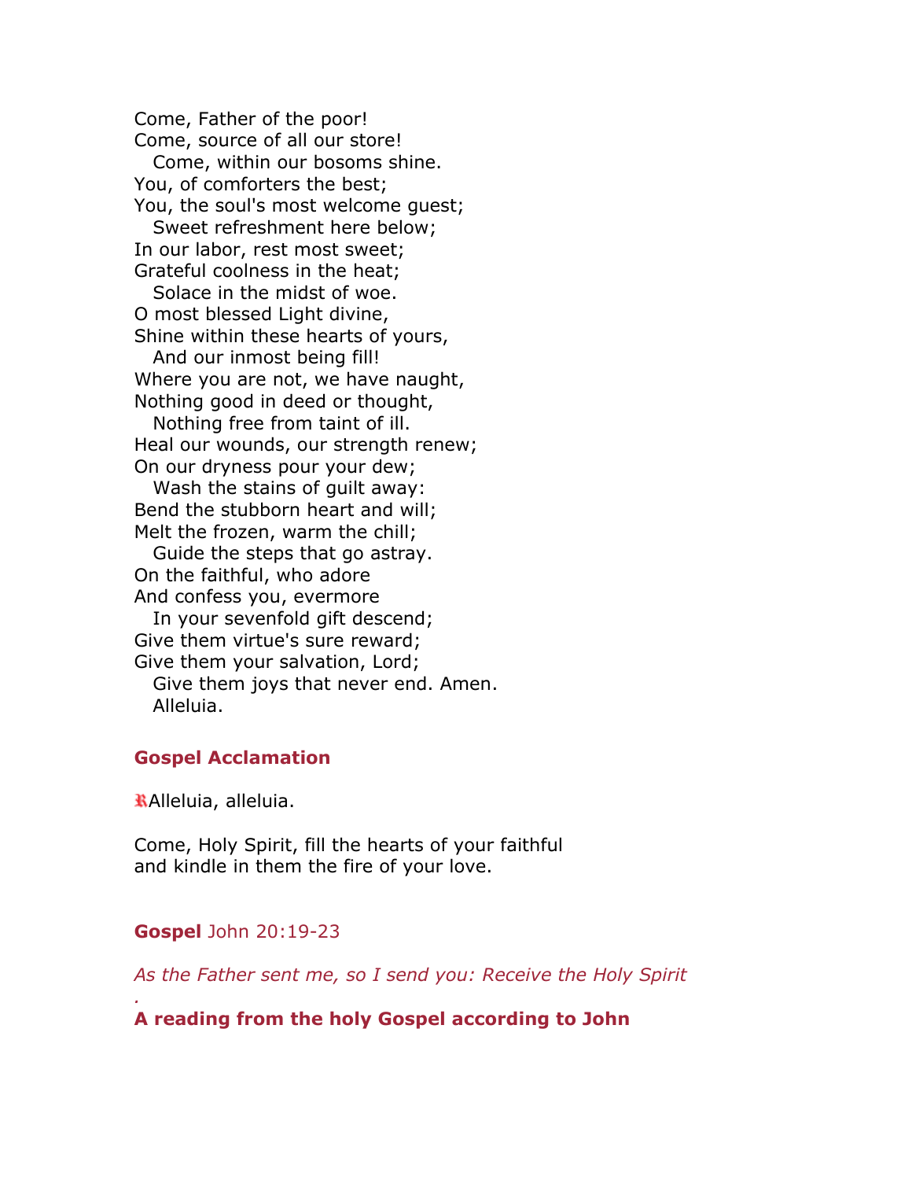Come, Father of the poor!
Come, source of all our store!
  Come, within our bosoms shine.
You, of comforters the best;
You, the soul's most welcome guest;
  Sweet refreshment here below;
In our labor, rest most sweet;
Grateful coolness in the heat;
  Solace in the midst of woe.
O most blessed Light divine,
Shine within these hearts of yours,
  And our inmost being fill!
Where you are not, we have naught,
Nothing good in deed or thought,
  Nothing free from taint of ill.
Heal our wounds, our strength renew;
On our dryness pour your dew;
  Wash the stains of guilt away:
Bend the stubborn heart and will;
Melt the frozen, warm the chill;
  Guide the steps that go astray.
On the faithful, who adore
And confess you, evermore
  In your sevenfold gift descend;
Give them virtue's sure reward;
Give them your salvation, Lord;
  Give them joys that never end. Amen.
  Alleluia.

## Gospel Acclamation

℟Alleluia, alleluia.

Come, Holy Spirit, fill the hearts of your faithful
and kindle in them the fire of your love.

## Gospel John 20:19-23

*As the Father sent me, so I send you: Receive the Holy Spirit*
*.*

**A reading from the holy Gospel according to John**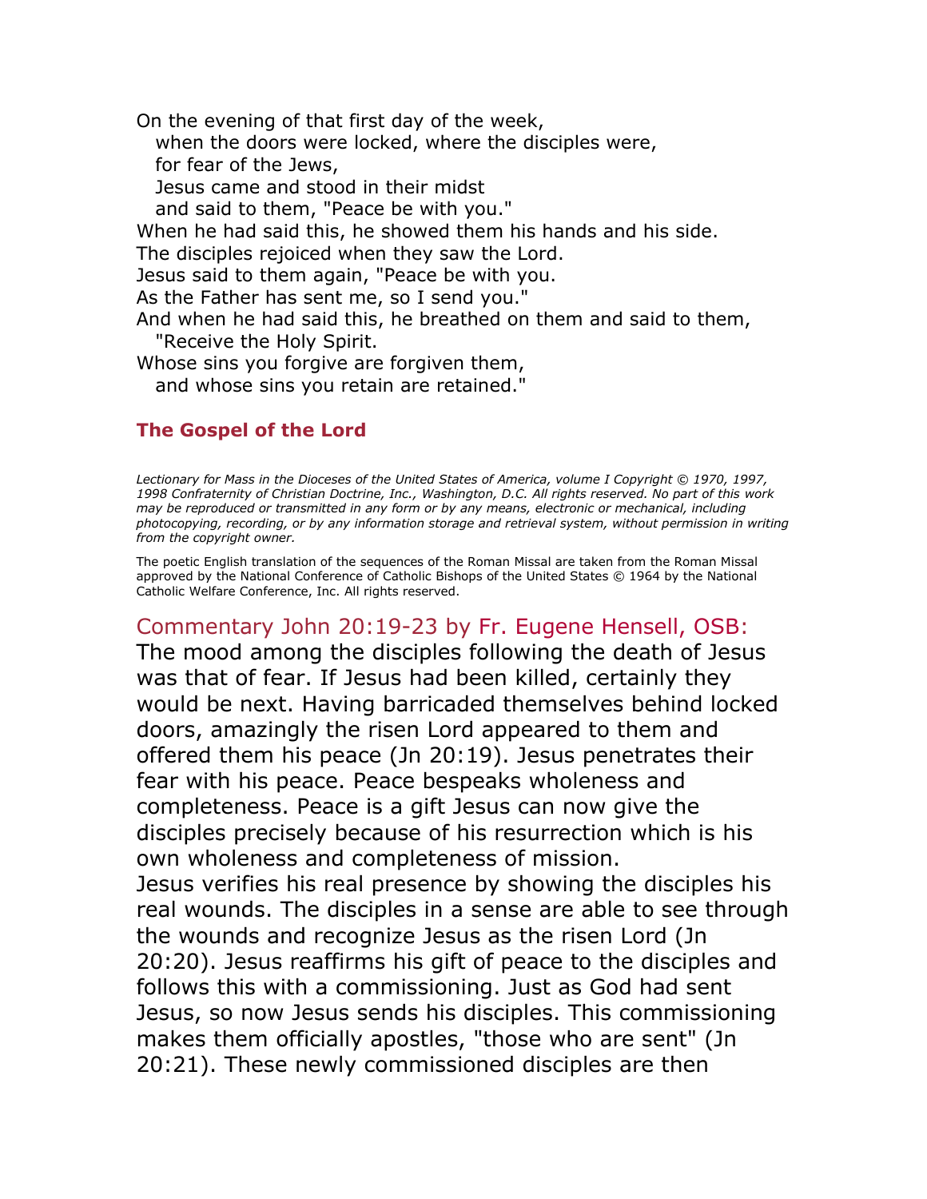On the evening of that first day of the week,
  when the doors were locked, where the disciples were,
  for fear of the Jews,
  Jesus came and stood in their midst
  and said to them, "Peace be with you."
When he had said this, he showed them his hands and his side.
The disciples rejoiced when they saw the Lord.
Jesus said to them again, "Peace be with you.
As the Father has sent me, so I send you."
And when he had said this, he breathed on them and said to them,
  "Receive the Holy Spirit.
Whose sins you forgive are forgiven them,
  and whose sins you retain are retained."

**The Gospel of the Lord**

*Lectionary for Mass in the Dioceses of the United States of America, volume I Copyright © 1970, 1997, 1998 Confraternity of Christian Doctrine, Inc., Washington, D.C. All rights reserved. No part of this work may be reproduced or transmitted in any form or by any means, electronic or mechanical, including photocopying, recording, or by any information storage and retrieval system, without permission in writing from the copyright owner.*

The poetic English translation of the sequences of the Roman Missal are taken from the Roman Missal approved by the National Conference of Catholic Bishops of the United States © 1964 by the National Catholic Welfare Conference, Inc. All rights reserved.

## Commentary John 20:19-23 by Fr. Eugene Hensell, OSB:

The mood among the disciples following the death of Jesus was that of fear. If Jesus had been killed, certainly they would be next. Having barricaded themselves behind locked doors, amazingly the risen Lord appeared to them and offered them his peace (Jn 20:19). Jesus penetrates their fear with his peace. Peace bespeaks wholeness and completeness. Peace is a gift Jesus can now give the disciples precisely because of his resurrection which is his own wholeness and completeness of mission.
Jesus verifies his real presence by showing the disciples his real wounds. The disciples in a sense are able to see through the wounds and recognize Jesus as the risen Lord (Jn 20:20). Jesus reaffirms his gift of peace to the disciples and follows this with a commissioning. Just as God had sent Jesus, so now Jesus sends his disciples. This commissioning makes them officially apostles, "those who are sent" (Jn 20:21). These newly commissioned disciples are then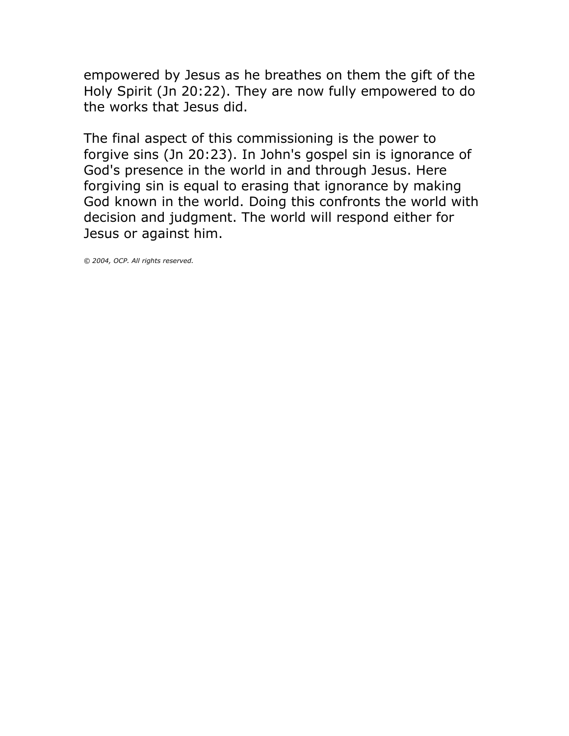empowered by Jesus as he breathes on them the gift of the Holy Spirit (Jn 20:22). They are now fully empowered to do the works that Jesus did.

The final aspect of this commissioning is the power to forgive sins (Jn 20:23). In John's gospel sin is ignorance of God's presence in the world in and through Jesus. Here forgiving sin is equal to erasing that ignorance by making God known in the world. Doing this confronts the world with decision and judgment. The world will respond either for Jesus or against him.

*© 2004, OCP. All rights reserved.*